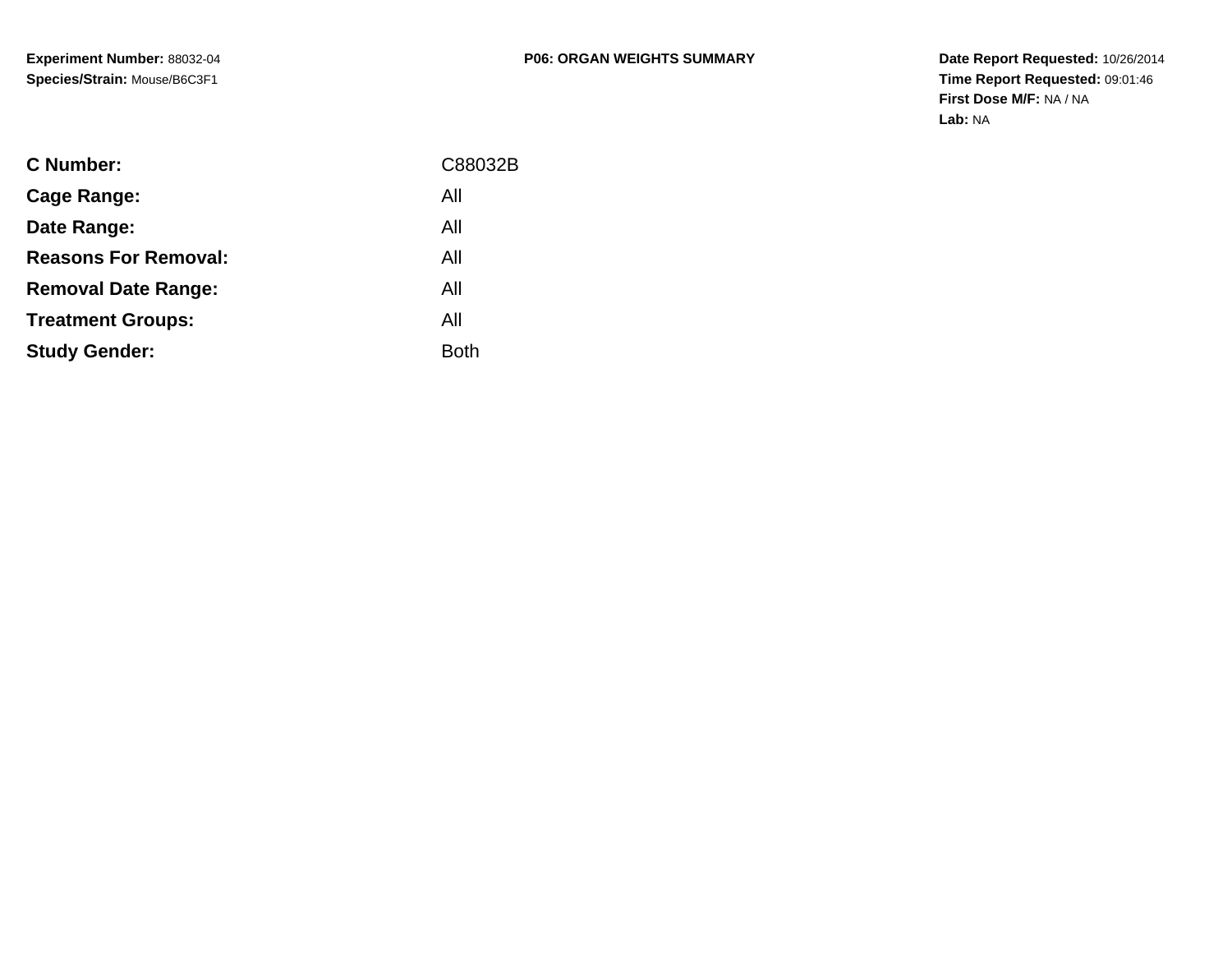**Experiment Number:** 88032-04
**Species/Strain:** Mouse/B6C3F1

# P06: ORGAN WEIGHTS SUMMARY

**Date Report Requested:** 10/26/2014
**Time Report Requested:** 09:01:46
**First Dose M/F:** NA / NA
**Lab:** NA

| | |
|---|---|
| **C Number:** | C88032B |
| **Cage Range:** | All |
| **Date Range:** | All |
| **Reasons For Removal:** | All |
| **Removal Date Range:** | All |
| **Treatment Groups:** | All |
| **Study Gender:** | Both |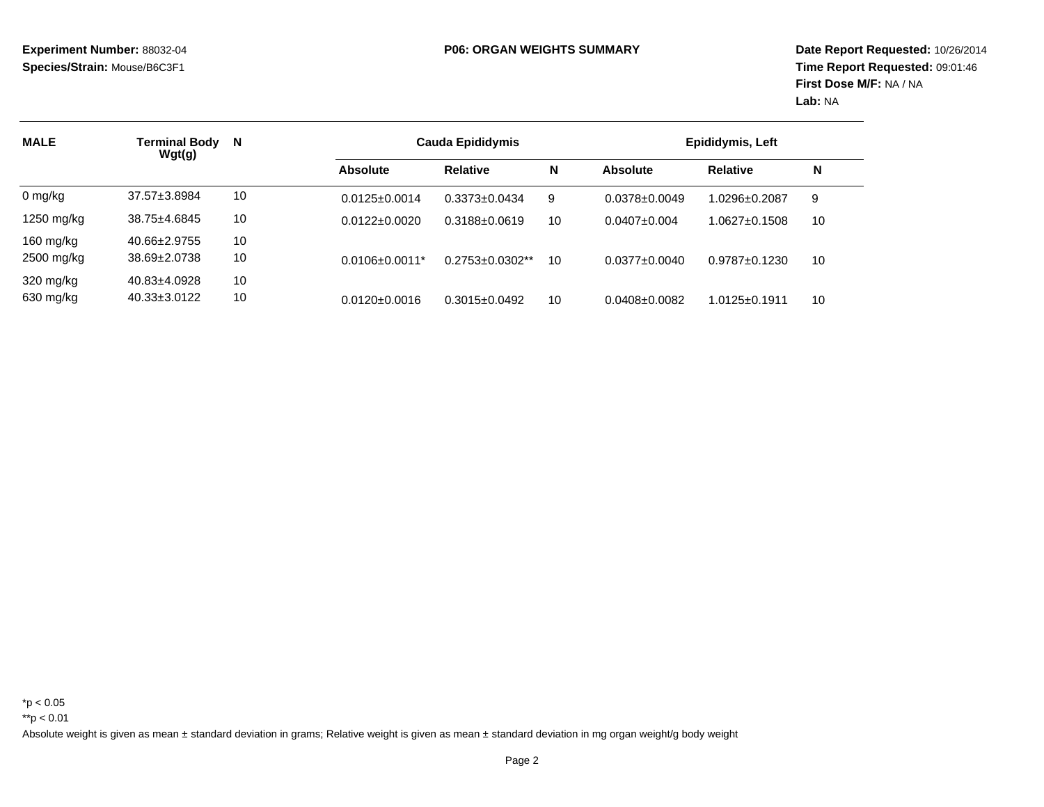**Experiment Number:** 88032-04
**Species/Strain:** Mouse/B6C3F1

**P06: ORGAN WEIGHTS SUMMARY**

**Date Report Requested:** 10/26/2014
**Time Report Requested:** 09:01:46
**First Dose M/F:** NA / NA
**Lab:** NA

| MALE | Terminal Body Wgt(g) | N | Cauda Epididymis | | | Epididymis, Left | | |
|---|---|---|---|---|---|---|---|---|
| | | | Absolute | Relative | N | Absolute | Relative | N |
| 0 mg/kg | 37.57±3.8984 | 10 | 0.0125±0.0014 | 0.3373±0.0434 | 9 | 0.0378±0.0049 | 1.0296±0.2087 | 9 |
| 1250 mg/kg | 38.75±4.6845 | 10 | 0.0122±0.0020 | 0.3188±0.0619 | 10 | 0.0407±0.004 | 1.0627±0.1508 | 10 |
| 160 mg/kg | 40.66±2.9755 | 10 | | | | | | |
| 2500 mg/kg | 38.69±2.0738 | 10 | 0.0106±0.0011* | 0.2753±0.0302** | 10 | 0.0377±0.0040 | 0.9787±0.1230 | 10 |
| 320 mg/kg | 40.83±4.0928 | 10 | | | | | | |
| 630 mg/kg | 40.33±3.0122 | 10 | 0.0120±0.0016 | 0.3015±0.0492 | 10 | 0.0408±0.0082 | 1.0125±0.1911 | 10 |

*p < 0.05

**p < 0.01

Absolute weight is given as mean ± standard deviation in grams; Relative weight is given as mean ± standard deviation in mg organ weight/g body weight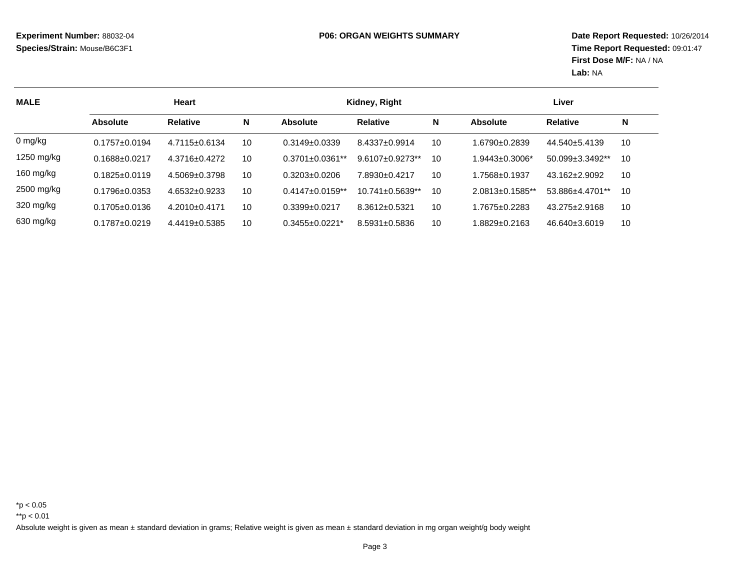**Experiment Number:** 88032-04
**Species/Strain:** Mouse/B6C3F1

**P06: ORGAN WEIGHTS SUMMARY**

**Date Report Requested:** 10/26/2014
**Time Report Requested:** 09:01:47
**First Dose M/F:** NA / NA
**Lab:** NA

| MALE | Heart | | | Kidney, Right | | | Liver | | |
|---|---|---|---|---|---|---|---|---|---|
| | **Absolute** | **Relative** | **N** | **Absolute** | **Relative** | **N** | **Absolute** | **Relative** | **N** |
| 0 mg/kg | 0.1757±0.0194 | 4.7115±0.6134 | 10 | 0.3149±0.0339 | 8.4337±0.9914 | 10 | 1.6790±0.2839 | 44.540±5.4139 | 10 |
| 1250 mg/kg | 0.1688±0.0217 | 4.3716±0.4272 | 10 | 0.3701±0.0361** | 9.6107±0.9273** | 10 | 1.9443±0.3006* | 50.099±3.3492** | 10 |
| 160 mg/kg | 0.1825±0.0119 | 4.5069±0.3798 | 10 | 0.3203±0.0206 | 7.8930±0.4217 | 10 | 1.7568±0.1937 | 43.162±2.9092 | 10 |
| 2500 mg/kg | 0.1796±0.0353 | 4.6532±0.9233 | 10 | 0.4147±0.0159** | 10.741±0.5639** | 10 | 2.0813±0.1585** | 53.886±4.4701** | 10 |
| 320 mg/kg | 0.1705±0.0136 | 4.2010±0.4171 | 10 | 0.3399±0.0217 | 8.3612±0.5321 | 10 | 1.7675±0.2283 | 43.275±2.9168 | 10 |
| 630 mg/kg | 0.1787±0.0219 | 4.4419±0.5385 | 10 | 0.3455±0.0221* | 8.5931±0.5836 | 10 | 1.8829±0.2163 | 46.640±3.6019 | 10 |

*p < 0.05
**p < 0.01
Absolute weight is given as mean ± standard deviation in grams; Relative weight is given as mean ± standard deviation in mg organ weight/g body weight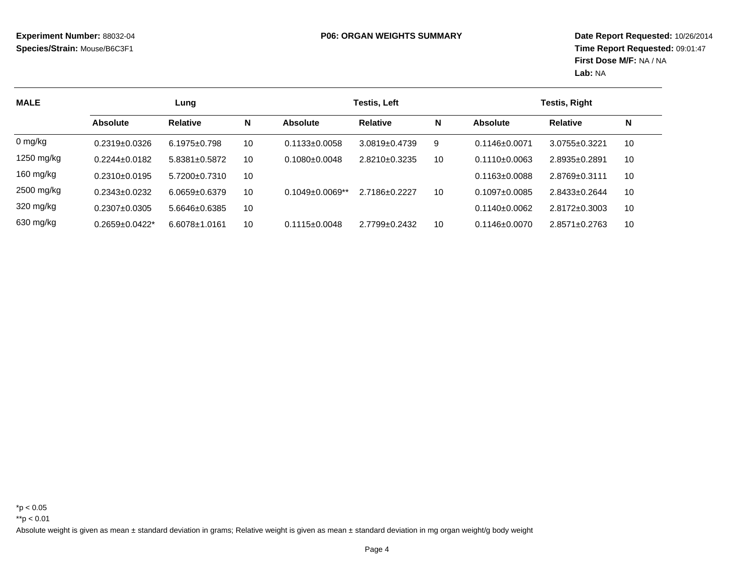**Experiment Number:** 88032-04
**Species/Strain:** Mouse/B6C3F1

**P06: ORGAN WEIGHTS SUMMARY**

**Date Report Requested:** 10/26/2014
**Time Report Requested:** 09:01:47
**First Dose M/F:** NA / NA
**Lab:** NA

| MALE | Lung | | | Testis, Left | | | Testis, Right | | |
|---|---|---|---|---|---|---|---|---|---|
| | **Absolute** | **Relative** | **N** | **Absolute** | **Relative** | **N** | **Absolute** | **Relative** | **N** |
| 0 mg/kg | 0.2319±0.0326 | 6.1975±0.798 | 10 | 0.1133±0.0058 | 3.0819±0.4739 | 9 | 0.1146±0.0071 | 3.0755±0.3221 | 10 |
| 1250 mg/kg | 0.2244±0.0182 | 5.8381±0.5872 | 10 | 0.1080±0.0048 | 2.8210±0.3235 | 10 | 0.1110±0.0063 | 2.8935±0.2891 | 10 |
| 160 mg/kg | 0.2310±0.0195 | 5.7200±0.7310 | 10 | | | | 0.1163±0.0088 | 2.8769±0.3111 | 10 |
| 2500 mg/kg | 0.2343±0.0232 | 6.0659±0.6379 | 10 | 0.1049±0.0069** | 2.7186±0.2227 | 10 | 0.1097±0.0085 | 2.8433±0.2644 | 10 |
| 320 mg/kg | 0.2307±0.0305 | 5.6646±0.6385 | 10 | | | | 0.1140±0.0062 | 2.8172±0.3003 | 10 |
| 630 mg/kg | 0.2659±0.0422* | 6.6078±1.0161 | 10 | 0.1115±0.0048 | 2.7799±0.2432 | 10 | 0.1146±0.0070 | 2.8571±0.2763 | 10 |

*p < 0.05

**p < 0.01

Absolute weight is given as mean ± standard deviation in grams; Relative weight is given as mean ± standard deviation in mg organ weight/g body weight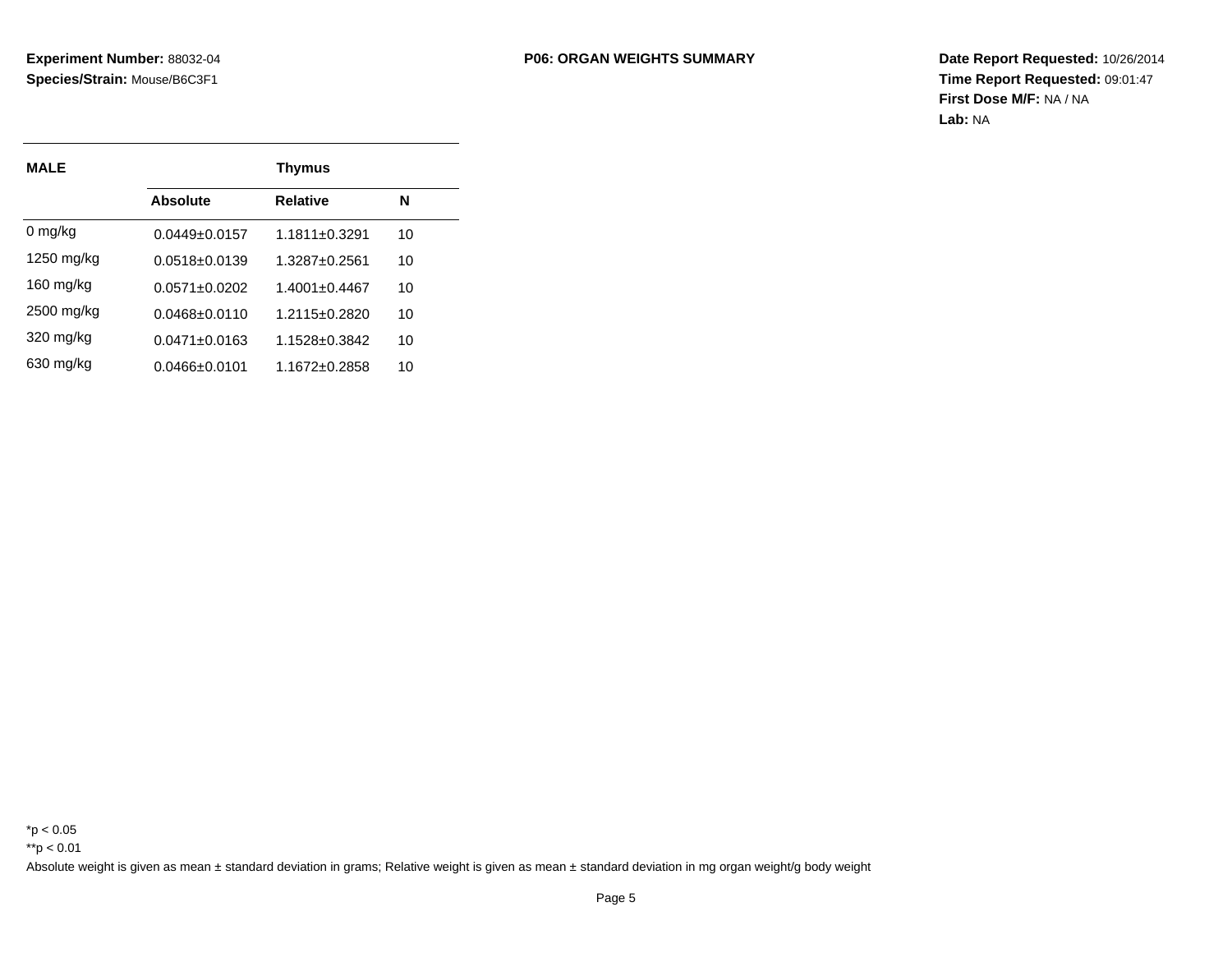**Experiment Number:** 88032-04
**Species/Strain:** Mouse/B6C3F1

**P06: ORGAN WEIGHTS SUMMARY**

**Date Report Requested:** 10/26/2014
**Time Report Requested:** 09:01:47
**First Dose M/F:** NA / NA
**Lab:** NA

| MALE | Thymus | | |
|---|---|---|---|
| | **Absolute** | **Relative** | **N** |
| 0 mg/kg | 0.0449±0.0157 | 1.1811±0.3291 | 10 |
| 1250 mg/kg | 0.0518±0.0139 | 1.3287±0.2561 | 10 |
| 160 mg/kg | 0.0571±0.0202 | 1.4001±0.4467 | 10 |
| 2500 mg/kg | 0.0468±0.0110 | 1.2115±0.2820 | 10 |
| 320 mg/kg | 0.0471±0.0163 | 1.1528±0.3842 | 10 |
| 630 mg/kg | 0.0466±0.0101 | 1.1672±0.2858 | 10 |

*$p < 0.05$
**$p < 0.01$

Absolute weight is given as mean ± standard deviation in grams; Relative weight is given as mean ± standard deviation in mg organ weight/g body weight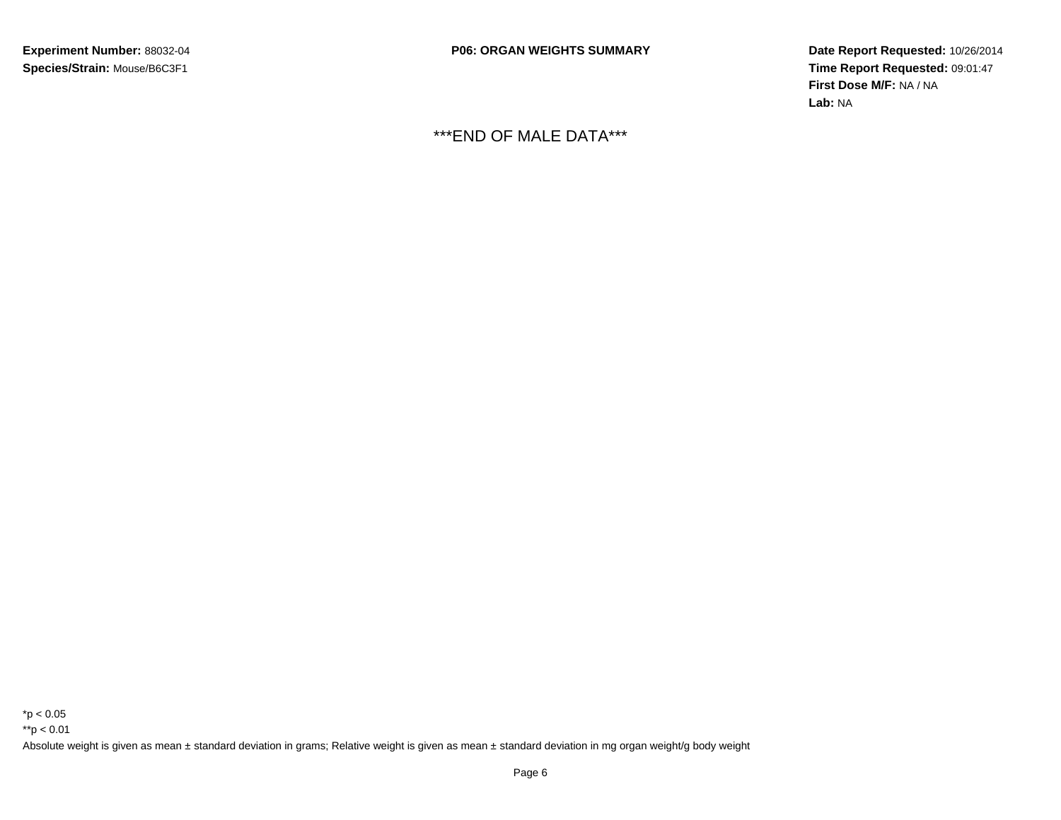**Experiment Number:** 88032-04

**Species/Strain:** Mouse/B6C3F1

**P06: ORGAN WEIGHTS SUMMARY**

**Date Report Requested:** 10/26/2014

**Time Report Requested:** 09:01:47

**First Dose M/F:** NA / NA

**Lab:** NA

***END OF MALE DATA***

*p < 0.05

**p < 0.01

Absolute weight is given as mean ± standard deviation in grams; Relative weight is given as mean ± standard deviation in mg organ weight/g body weight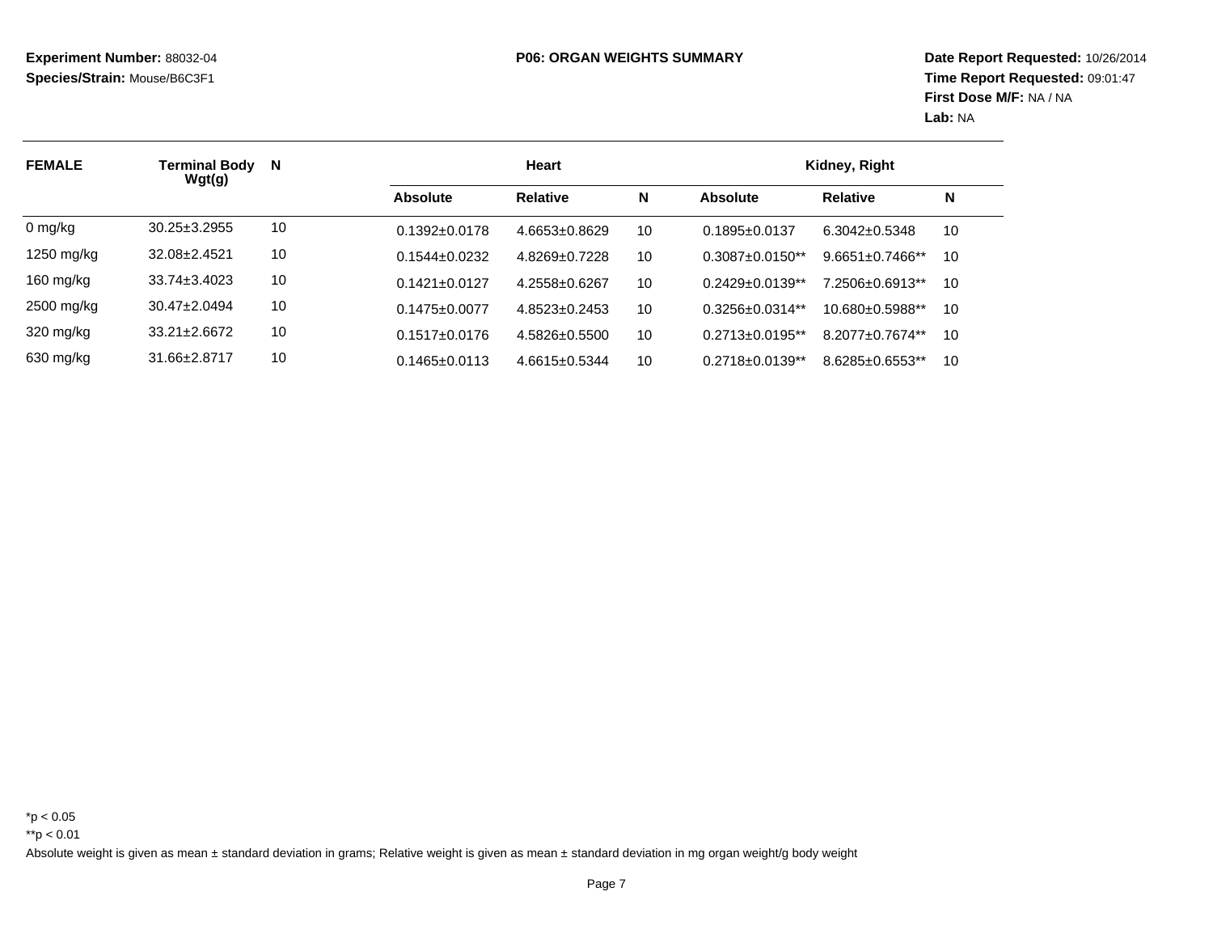**Experiment Number:** 88032-04
**Species/Strain:** Mouse/B6C3F1

**P06: ORGAN WEIGHTS SUMMARY**

**Date Report Requested:** 10/26/2014
**Time Report Requested:** 09:01:47
**First Dose M/F:** NA / NA
**Lab:** NA

| FEMALE | Terminal Body Wgt(g) | N | Heart | | | Kidney, Right | | |
|---|---|---|---|---|---|---|---|---|
| | | | Absolute | Relative | N | Absolute | Relative | N |
| 0 mg/kg | 30.25±3.2955 | 10 | 0.1392±0.0178 | 4.6653±0.8629 | 10 | 0.1895±0.0137 | 6.3042±0.5348 | 10 |
| 1250 mg/kg | 32.08±2.4521 | 10 | 0.1544±0.0232 | 4.8269±0.7228 | 10 | 0.3087±0.0150** | 9.6651±0.7466** | 10 |
| 160 mg/kg | 33.74±3.4023 | 10 | 0.1421±0.0127 | 4.2558±0.6267 | 10 | 0.2429±0.0139** | 7.2506±0.6913** | 10 |
| 2500 mg/kg | 30.47±2.0494 | 10 | 0.1475±0.0077 | 4.8523±0.2453 | 10 | 0.3256±0.0314** | 10.680±0.5988** | 10 |
| 320 mg/kg | 33.21±2.6672 | 10 | 0.1517±0.0176 | 4.5826±0.5500 | 10 | 0.2713±0.0195** | 8.2077±0.7674** | 10 |
| 630 mg/kg | 31.66±2.8717 | 10 | 0.1465±0.0113 | 4.6615±0.5344 | 10 | 0.2718±0.0139** | 8.6285±0.6553** | 10 |

*$p < 0.05$

**$p < 0.01$

Absolute weight is given as mean ± standard deviation in grams; Relative weight is given as mean ± standard deviation in mg organ weight/g body weight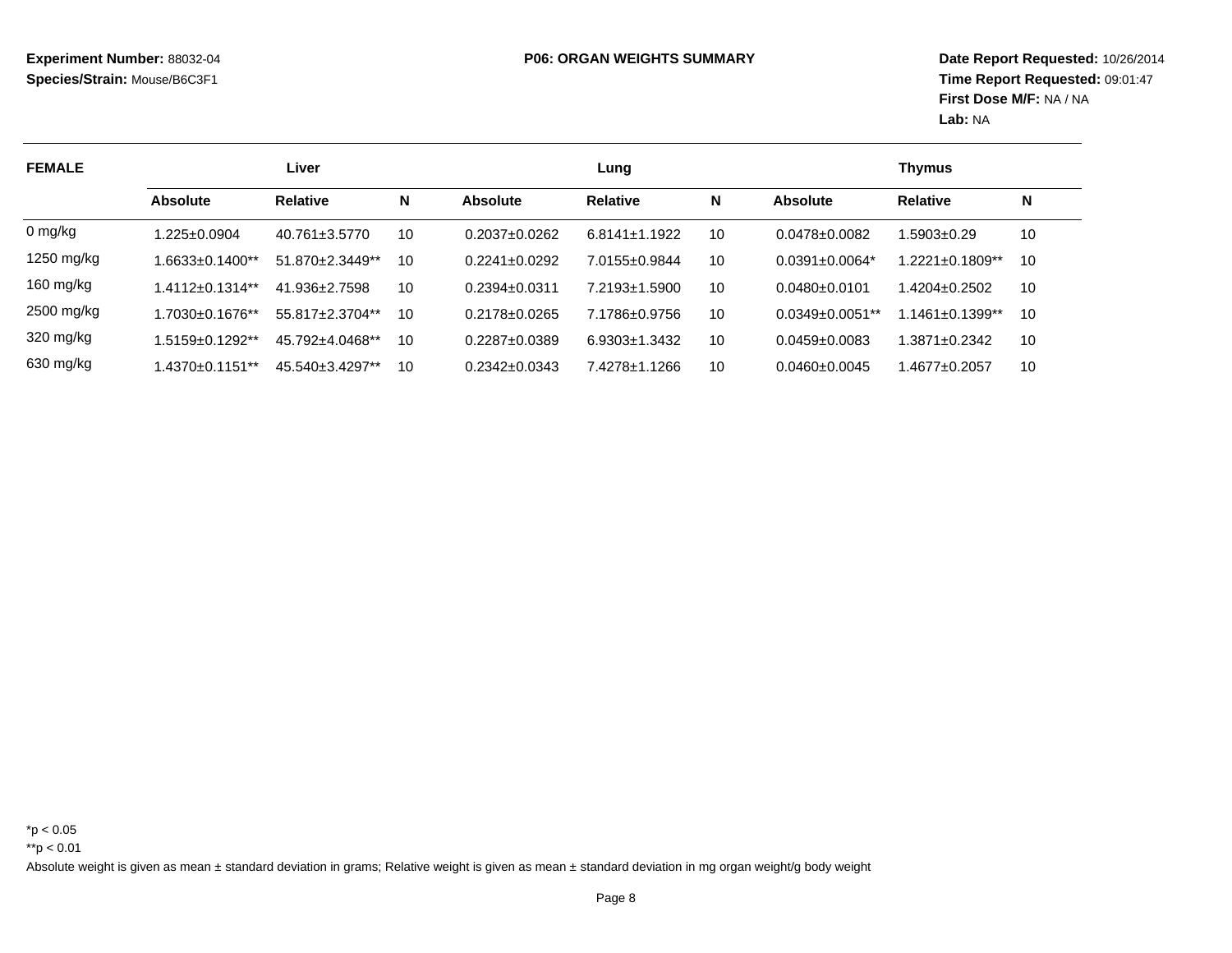**Experiment Number:** 88032-04
**Species/Strain:** Mouse/B6C3F1

**P06: ORGAN WEIGHTS SUMMARY**

**Date Report Requested:** 10/26/2014
**Time Report Requested:** 09:01:47
**First Dose M/F:** NA / NA
**Lab:** NA

| FEMALE | Liver | | | Lung | | | Thymus | | |
|---|---|---|---|---|---|---|---|---|---|
| | **Absolute** | **Relative** | **N** | **Absolute** | **Relative** | **N** | **Absolute** | **Relative** | **N** |
| 0 mg/kg | 1.225±0.0904 | 40.761±3.5770 | 10 | 0.2037±0.0262 | 6.8141±1.1922 | 10 | 0.0478±0.0082 | 1.5903±0.29 | 10 |
| 1250 mg/kg | 1.6633±0.1400** | 51.870±2.3449** | 10 | 0.2241±0.0292 | 7.0155±0.9844 | 10 | 0.0391±0.0064* | 1.2221±0.1809** | 10 |
| 160 mg/kg | 1.4112±0.1314** | 41.936±2.7598 | 10 | 0.2394±0.0311 | 7.2193±1.5900 | 10 | 0.0480±0.0101 | 1.4204±0.2502 | 10 |
| 2500 mg/kg | 1.7030±0.1676** | 55.817±2.3704** | 10 | 0.2178±0.0265 | 7.1786±0.9756 | 10 | 0.0349±0.0051** | 1.1461±0.1399** | 10 |
| 320 mg/kg | 1.5159±0.1292** | 45.792±4.0468** | 10 | 0.2287±0.0389 | 6.9303±1.3432 | 10 | 0.0459±0.0083 | 1.3871±0.2342 | 10 |
| 630 mg/kg | 1.4370±0.1151** | 45.540±3.4297** | 10 | 0.2342±0.0343 | 7.4278±1.1266 | 10 | 0.0460±0.0045 | 1.4677±0.2057 | 10 |

*p < 0.05

**p < 0.01

Absolute weight is given as mean ± standard deviation in grams; Relative weight is given as mean ± standard deviation in mg organ weight/g body weight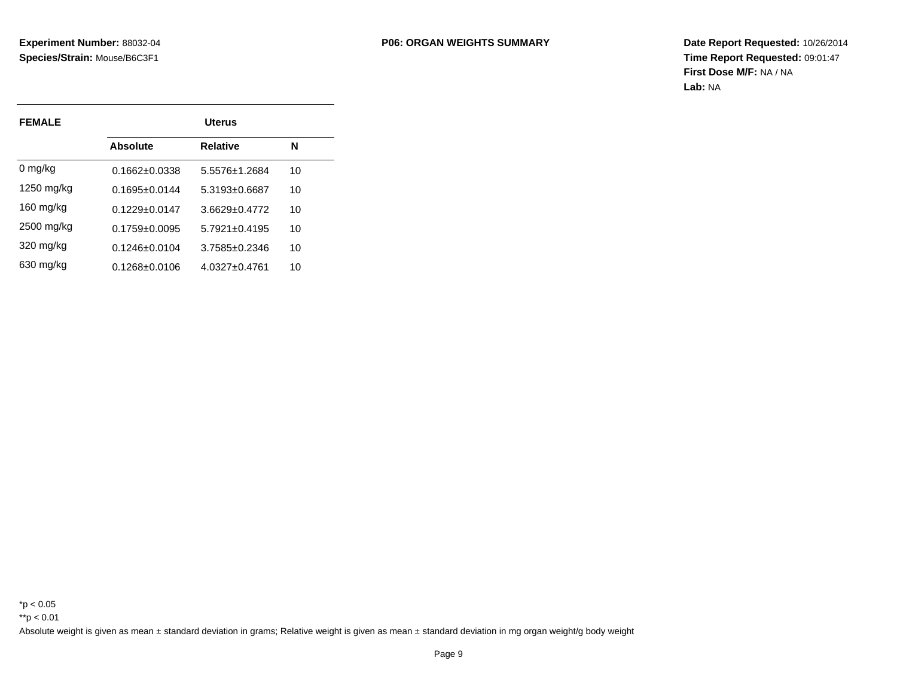**Experiment Number:** 88032-04
**Species/Strain:** Mouse/B6C3F1

**P06: ORGAN WEIGHTS SUMMARY**

**Date Report Requested:** 10/26/2014
**Time Report Requested:** 09:01:47
**First Dose M/F:** NA / NA
**Lab:** NA

| FEMALE | Uterus | | |
|---|---|---|---|
| | **Absolute** | **Relative** | **N** |
| 0 mg/kg | 0.1662±0.0338 | 5.5576±1.2684 | 10 |
| 1250 mg/kg | 0.1695±0.0144 | 5.3193±0.6687 | 10 |
| 160 mg/kg | 0.1229±0.0147 | 3.6629±0.4772 | 10 |
| 2500 mg/kg | 0.1759±0.0095 | 5.7921±0.4195 | 10 |
| 320 mg/kg | 0.1246±0.0104 | 3.7585±0.2346 | 10 |
| 630 mg/kg | 0.1268±0.0106 | 4.0327±0.4761 | 10 |

*p < 0.05
**p < 0.01
Absolute weight is given as mean ± standard deviation in grams; Relative weight is given as mean ± standard deviation in mg organ weight/g body weight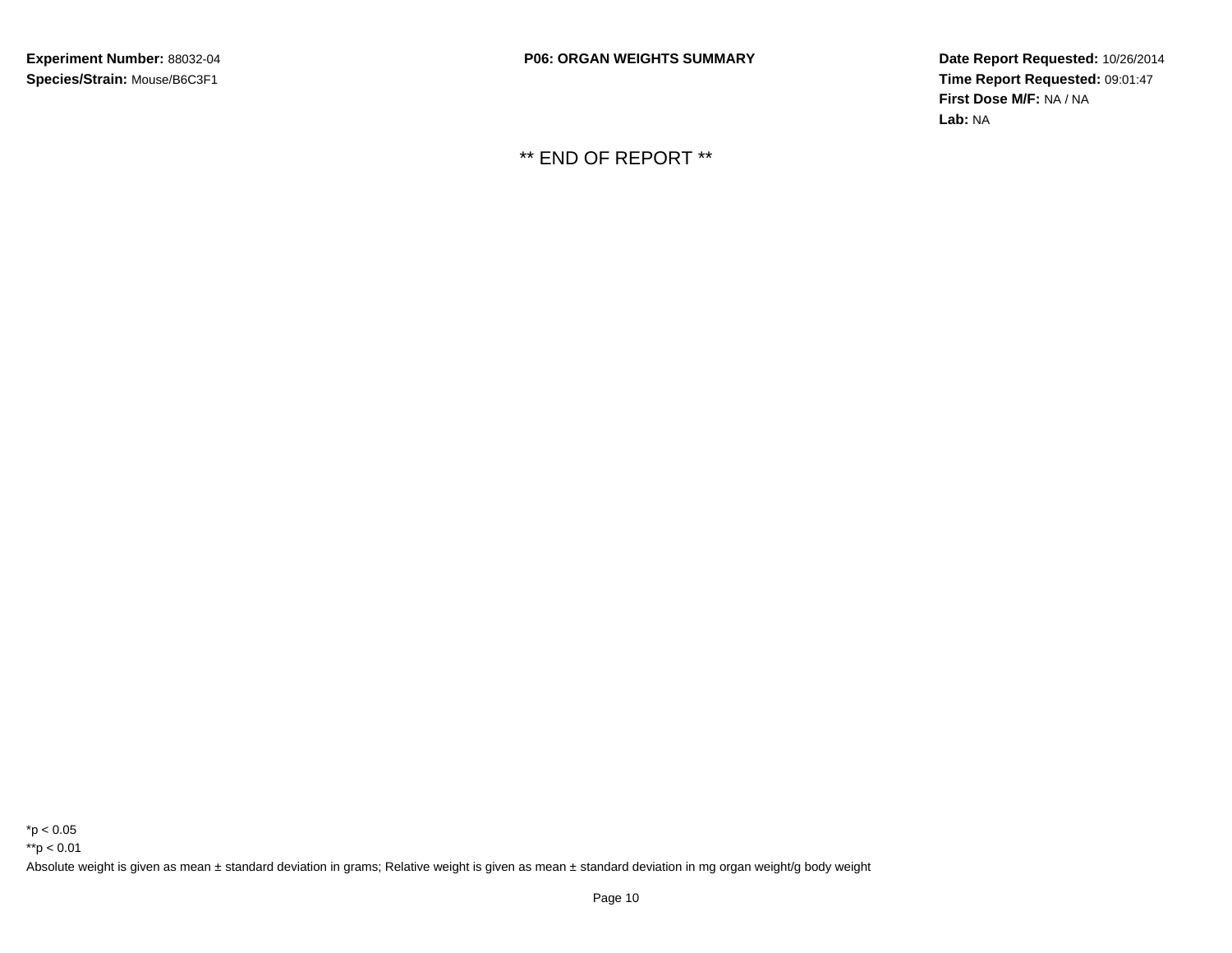**Experiment Number:** 88032-04
**Species/Strain:** Mouse/B6C3F1

**P06: ORGAN WEIGHTS SUMMARY**

**Date Report Requested:** 10/26/2014
**Time Report Requested:** 09:01:47
**First Dose M/F:** NA / NA
**Lab:** NA

** END OF REPORT **

*p < 0.05
**p < 0.01
Absolute weight is given as mean ± standard deviation in grams; Relative weight is given as mean ± standard deviation in mg organ weight/g body weight